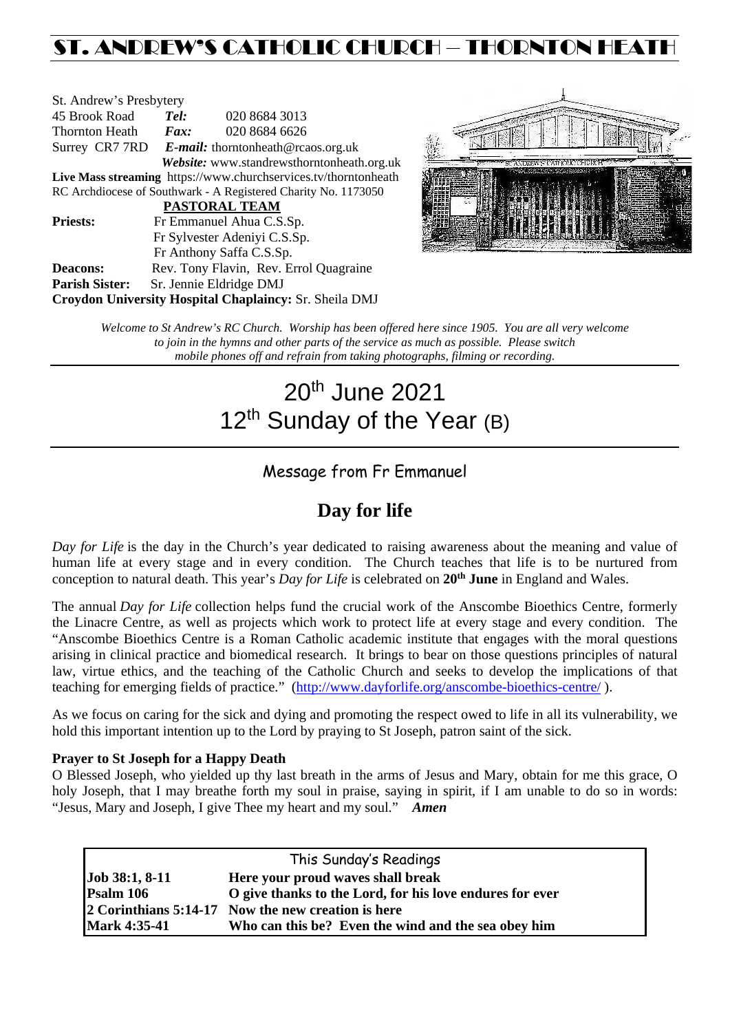# ST. ANDREW'S CATHOLIC CHURCH – THORNTON HEATH

St. Andrew's Presbytery
45 Brook Road *Tel:* 020 8684 3013
Thornton Heath *Fax:* 020 8684 6626
Surrey CR7 7RD *E-mail:* thorntonheath@rcaos.org.uk
*Website:* www.standrewsthorntonheath.org.uk
**Live Mass streaming** https://www.churchservices.tv/thorntonheath
RC Archdiocese of Southwark - A Registered Charity No. 1173050

**PASTORAL TEAM**

**Priests:** Fr Emmanuel Ahua C.S.Sp.
Fr Sylvester Adeniyi C.S.Sp.
Fr Anthony Saffa C.S.Sp.
**Deacons:** Rev. Tony Flavin, Rev. Errol Quagraine
**Parish Sister:** Sr. Jennie Eldridge DMJ
**Croydon University Hospital Chaplaincy:** Sr. Sheila DMJ

*Welcome to St Andrew's RC Church. Worship has been offered here since 1905. You are all very welcome to join in the hymns and other parts of the service as much as possible. Please switch mobile phones off and refrain from taking photographs, filming or recording.*

# 20th June 2021
# 12th Sunday of the Year (B)

## Message from Fr Emmanuel

## Day for life

*Day for Life* is the day in the Church's year dedicated to raising awareness about the meaning and value of human life at every stage and in every condition. The Church teaches that life is to be nurtured from conception to natural death. This year's *Day for Life* is celebrated on **20th June** in England and Wales.

The annual *Day for Life* collection helps fund the crucial work of the Anscombe Bioethics Centre, formerly the Linacre Centre, as well as projects which work to protect life at every stage and every condition. The "Anscombe Bioethics Centre is a Roman Catholic academic institute that engages with the moral questions arising in clinical practice and biomedical research. It brings to bear on those questions principles of natural law, virtue ethics, and the teaching of the Catholic Church and seeks to develop the implications of that teaching for emerging fields of practice." (http://www.dayforlife.org/anscombe-bioethics-centre/ ).

As we focus on caring for the sick and dying and promoting the respect owed to life in all its vulnerability, we hold this important intention up to the Lord by praying to St Joseph, patron saint of the sick.

**Prayer to St Joseph for a Happy Death**
O Blessed Joseph, who yielded up thy last breath in the arms of Jesus and Mary, obtain for me this grace, O holy Joseph, that I may breathe forth my soul in praise, saying in spirit, if I am unable to do so in words: "Jesus, Mary and Joseph, I give Thee my heart and my soul." ***Amen***

| This Sunday's Readings | |
|---|---|
| **Job 38:1, 8-11** | **Here your proud waves shall break** |
| **Psalm 106** | **O give thanks to the Lord, for his love endures for ever** |
| **2 Corinthians 5:14-17** | **Now the new creation is here** |
| **Mark 4:35-41** | **Who can this be? Even the wind and the sea obey him** |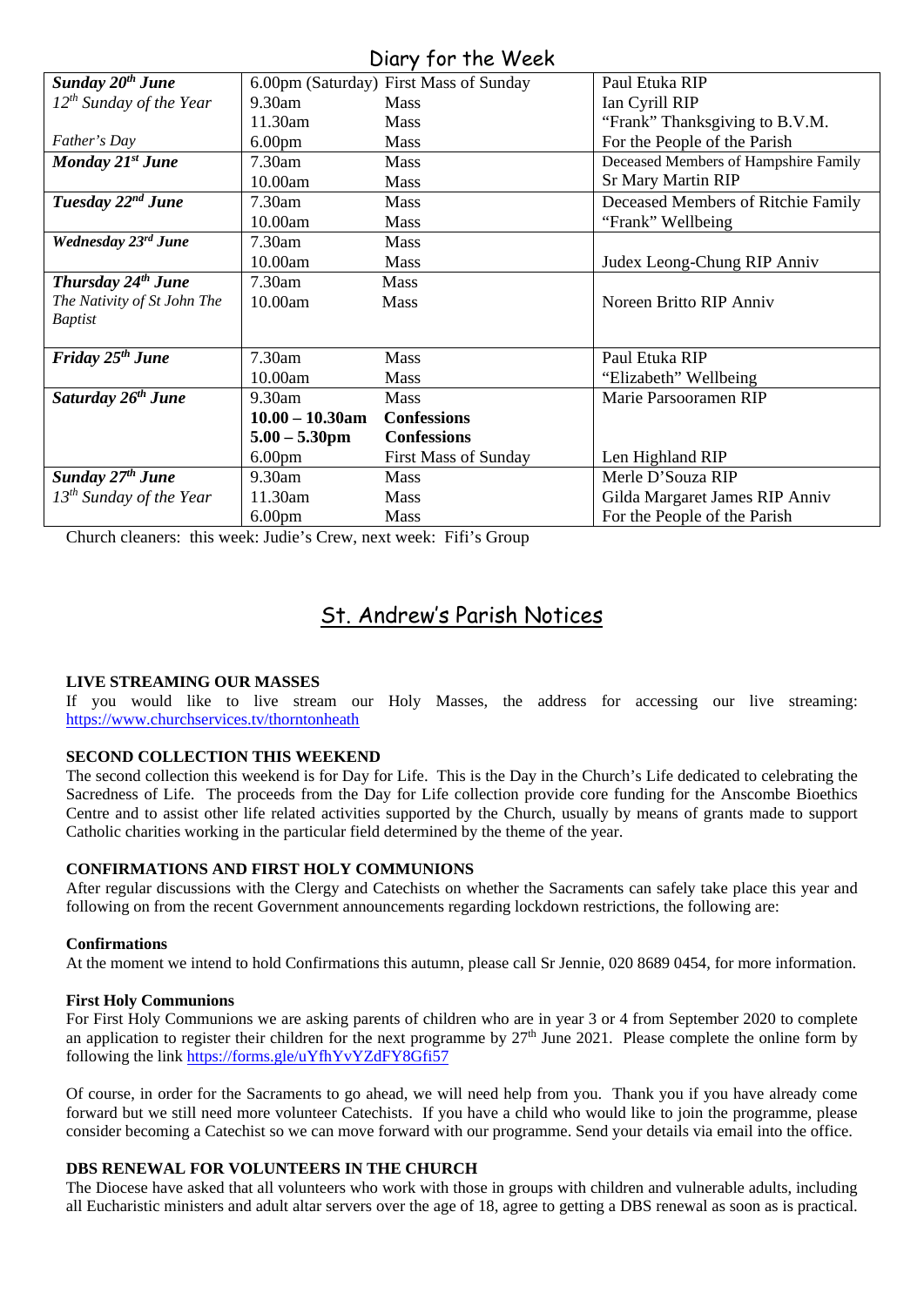## Diary for the Week

| | | | |
|---|---|---|---|
| ***Sunday 20th June*** | 6.00pm (Saturday) | First Mass of Sunday | Paul Etuka RIP |
| *12th Sunday of the Year* | 9.30am | Mass | Ian Cyrill RIP |
| | 11.30am | Mass | "Frank" Thanksgiving to B.V.M. |
| *Father's Day* | 6.00pm | Mass | For the People of the Parish |
| ***Monday 21st June*** | 7.30am | Mass | Deceased Members of Hampshire Family |
| | 10.00am | Mass | Sr Mary Martin RIP |
| ***Tuesday 22nd June*** | 7.30am | Mass | Deceased Members of Ritchie Family |
| | 10.00am | Mass | "Frank" Wellbeing |
| ***Wednesday 23rd June*** | 7.30am | Mass | |
| | 10.00am | Mass | Judex Leong-Chung RIP Anniv |
| ***Thursday 24th June*** | 7.30am | Mass | |
| *The Nativity of St John The Baptist* | 10.00am | Mass | Noreen Britto RIP Anniv |
| ***Friday 25th June*** | 7.30am | Mass | Paul Etuka RIP |
| | 10.00am | Mass | "Elizabeth" Wellbeing |
| ***Saturday 26th June*** | 9.30am | Mass | Marie Parsooramen RIP |
| | **10.00 – 10.30am** | **Confessions** | |
| | **5.00 – 5.30pm** | **Confessions** | |
| | 6.00pm | First Mass of Sunday | Len Highland RIP |
| ***Sunday 27th June*** | 9.30am | Mass | Merle D'Souza RIP |
| *13th Sunday of the Year* | 11.30am | Mass | Gilda Margaret James RIP Anniv |
| | 6.00pm | Mass | For the People of the Parish |

Church cleaners: this week: Judie's Crew, next week: Fifi's Group

# St. Andrew's Parish Notices

**LIVE STREAMING OUR MASSES**

If you would like to live stream our Holy Masses, the address for accessing our live streaming: https://www.churchservices.tv/thorntonheath

**SECOND COLLECTION THIS WEEKEND**

The second collection this weekend is for Day for Life. This is the Day in the Church's Life dedicated to celebrating the Sacredness of Life. The proceeds from the Day for Life collection provide core funding for the Anscombe Bioethics Centre and to assist other life related activities supported by the Church, usually by means of grants made to support Catholic charities working in the particular field determined by the theme of the year.

**CONFIRMATIONS AND FIRST HOLY COMMUNIONS**

After regular discussions with the Clergy and Catechists on whether the Sacraments can safely take place this year and following on from the recent Government announcements regarding lockdown restrictions, the following are:

**Confirmations**

At the moment we intend to hold Confirmations this autumn, please call Sr Jennie, 020 8689 0454, for more information.

**First Holy Communions**

For First Holy Communions we are asking parents of children who are in year 3 or 4 from September 2020 to complete an application to register their children for the next programme by 27th June 2021. Please complete the online form by following the link https://forms.gle/uYfhYvYZdFY8Gfi57

Of course, in order for the Sacraments to go ahead, we will need help from you. Thank you if you have already come forward but we still need more volunteer Catechists. If you have a child who would like to join the programme, please consider becoming a Catechist so we can move forward with our programme. Send your details via email into the office.

**DBS RENEWAL FOR VOLUNTEERS IN THE CHURCH**

The Diocese have asked that all volunteers who work with those in groups with children and vulnerable adults, including all Eucharistic ministers and adult altar servers over the age of 18, agree to getting a DBS renewal as soon as is practical.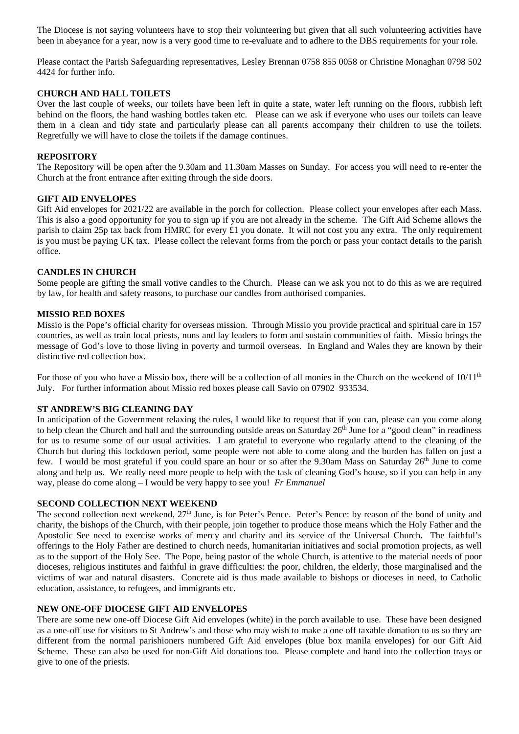The Diocese is not saying volunteers have to stop their volunteering but given that all such volunteering activities have been in abeyance for a year, now is a very good time to re-evaluate and to adhere to the DBS requirements for your role.

Please contact the Parish Safeguarding representatives, Lesley Brennan 0758 855 0058 or Christine Monaghan 0798 502 4424 for further info.

**CHURCH AND HALL TOILETS**

Over the last couple of weeks, our toilets have been left in quite a state, water left running on the floors, rubbish left behind on the floors, the hand washing bottles taken etc. Please can we ask if everyone who uses our toilets can leave them in a clean and tidy state and particularly please can all parents accompany their children to use the toilets. Regretfully we will have to close the toilets if the damage continues.

**REPOSITORY**

The Repository will be open after the 9.30am and 11.30am Masses on Sunday. For access you will need to re-enter the Church at the front entrance after exiting through the side doors.

**GIFT AID ENVELOPES**

Gift Aid envelopes for 2021/22 are available in the porch for collection. Please collect your envelopes after each Mass. This is also a good opportunity for you to sign up if you are not already in the scheme. The Gift Aid Scheme allows the parish to claim 25p tax back from HMRC for every £1 you donate. It will not cost you any extra. The only requirement is you must be paying UK tax. Please collect the relevant forms from the porch or pass your contact details to the parish office.

**CANDLES IN CHURCH**

Some people are gifting the small votive candles to the Church. Please can we ask you not to do this as we are required by law, for health and safety reasons, to purchase our candles from authorised companies.

**MISSIO RED BOXES**

Missio is the Pope's official charity for overseas mission. Through Missio you provide practical and spiritual care in 157 countries, as well as train local priests, nuns and lay leaders to form and sustain communities of faith. Missio brings the message of God's love to those living in poverty and turmoil overseas. In England and Wales they are known by their distinctive red collection box.

For those of you who have a Missio box, there will be a collection of all monies in the Church on the weekend of 10/11th July. For further information about Missio red boxes please call Savio on 07902 933534.

**ST ANDREW'S BIG CLEANING DAY**

In anticipation of the Government relaxing the rules, I would like to request that if you can, please can you come along to help clean the Church and hall and the surrounding outside areas on Saturday 26th June for a "good clean" in readiness for us to resume some of our usual activities. I am grateful to everyone who regularly attend to the cleaning of the Church but during this lockdown period, some people were not able to come along and the burden has fallen on just a few. I would be most grateful if you could spare an hour or so after the 9.30am Mass on Saturday 26th June to come along and help us. We really need more people to help with the task of cleaning God's house, so if you can help in any way, please do come along – I would be very happy to see you! *Fr Emmanuel*

**SECOND COLLECTION NEXT WEEKEND**

The second collection next weekend, 27th June, is for Peter's Pence. Peter's Pence: by reason of the bond of unity and charity, the bishops of the Church, with their people, join together to produce those means which the Holy Father and the Apostolic See need to exercise works of mercy and charity and its service of the Universal Church. The faithful's offerings to the Holy Father are destined to church needs, humanitarian initiatives and social promotion projects, as well as to the support of the Holy See. The Pope, being pastor of the whole Church, is attentive to the material needs of poor dioceses, religious institutes and faithful in grave difficulties: the poor, children, the elderly, those marginalised and the victims of war and natural disasters. Concrete aid is thus made available to bishops or dioceses in need, to Catholic education, assistance, to refugees, and immigrants etc.

**NEW ONE-OFF DIOCESE GIFT AID ENVELOPES**

There are some new one-off Diocese Gift Aid envelopes (white) in the porch available to use. These have been designed as a one-off use for visitors to St Andrew's and those who may wish to make a one off taxable donation to us so they are different from the normal parishioners numbered Gift Aid envelopes (blue box manila envelopes) for our Gift Aid Scheme. These can also be used for non-Gift Aid donations too. Please complete and hand into the collection trays or give to one of the priests.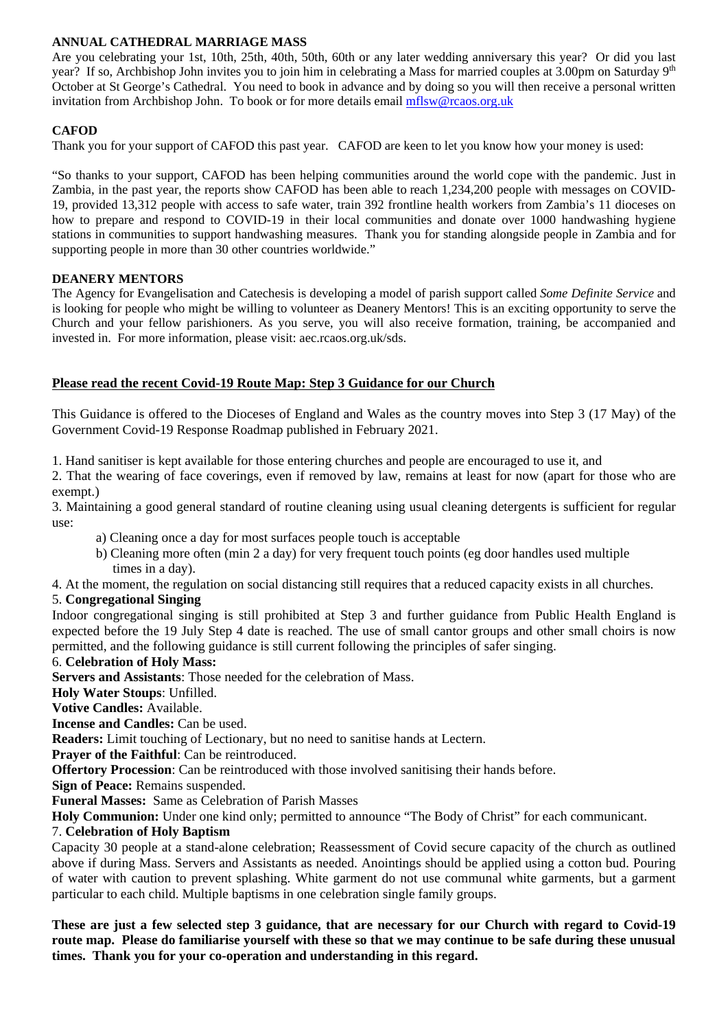**ANNUAL CATHEDRAL MARRIAGE MASS**

Are you celebrating your 1st, 10th, 25th, 40th, 50th, 60th or any later wedding anniversary this year? Or did you last year? If so, Archbishop John invites you to join him in celebrating a Mass for married couples at 3.00pm on Saturday 9th October at St George's Cathedral. You need to book in advance and by doing so you will then receive a personal written invitation from Archbishop John. To book or for more details email mflsw@rcaos.org.uk

**CAFOD**

Thank you for your support of CAFOD this past year. CAFOD are keen to let you know how your money is used:

"So thanks to your support, CAFOD has been helping communities around the world cope with the pandemic. Just in Zambia, in the past year, the reports show CAFOD has been able to reach 1,234,200 people with messages on COVID-19, provided 13,312 people with access to safe water, train 392 frontline health workers from Zambia's 11 dioceses on how to prepare and respond to COVID-19 in their local communities and donate over 1000 handwashing hygiene stations in communities to support handwashing measures. Thank you for standing alongside people in Zambia and for supporting people in more than 30 other countries worldwide."

**DEANERY MENTORS**

The Agency for Evangelisation and Catechesis is developing a model of parish support called *Some Definite Service* and is looking for people who might be willing to volunteer as Deanery Mentors! This is an exciting opportunity to serve the Church and your fellow parishioners. As you serve, you will also receive formation, training, be accompanied and invested in. For more information, please visit: aec.rcaos.org.uk/sds.

**Please read the recent Covid-19 Route Map: Step 3 Guidance for our Church**

This Guidance is offered to the Dioceses of England and Wales as the country moves into Step 3 (17 May) of the Government Covid-19 Response Roadmap published in February 2021.

1. Hand sanitiser is kept available for those entering churches and people are encouraged to use it, and
2. That the wearing of face coverings, even if removed by law, remains at least for now (apart for those who are exempt.)
3. Maintaining a good general standard of routine cleaning using usual cleaning detergents is sufficient for regular use:
    a) Cleaning once a day for most surfaces people touch is acceptable
    b) Cleaning more often (min 2 a day) for very frequent touch points (eg door handles used multiple times in a day).
4. At the moment, the regulation on social distancing still requires that a reduced capacity exists in all churches.
5. **Congregational Singing**

Indoor congregational singing is still prohibited at Step 3 and further guidance from Public Health England is expected before the 19 July Step 4 date is reached. The use of small cantor groups and other small choirs is now permitted, and the following guidance is still current following the principles of safer singing.

6. **Celebration of Holy Mass:**

**Servers and Assistants**: Those needed for the celebration of Mass.
**Holy Water Stoups**: Unfilled.
**Votive Candles:** Available.
**Incense and Candles:** Can be used.
**Readers:** Limit touching of Lectionary, but no need to sanitise hands at Lectern.
**Prayer of the Faithful**: Can be reintroduced.
**Offertory Procession**: Can be reintroduced with those involved sanitising their hands before.
**Sign of Peace:** Remains suspended.
**Funeral Masses:** Same as Celebration of Parish Masses
**Holy Communion:** Under one kind only; permitted to announce "The Body of Christ" for each communicant.

7. **Celebration of Holy Baptism**

Capacity 30 people at a stand-alone celebration; Reassessment of Covid secure capacity of the church as outlined above if during Mass. Servers and Assistants as needed. Anointings should be applied using a cotton bud. Pouring of water with caution to prevent splashing. White garment do not use communal white garments, but a garment particular to each child. Multiple baptisms in one celebration single family groups.

**These are just a few selected step 3 guidance, that are necessary for our Church with regard to Covid-19 route map. Please do familiarise yourself with these so that we may continue to be safe during these unusual times. Thank you for your co-operation and understanding in this regard.**